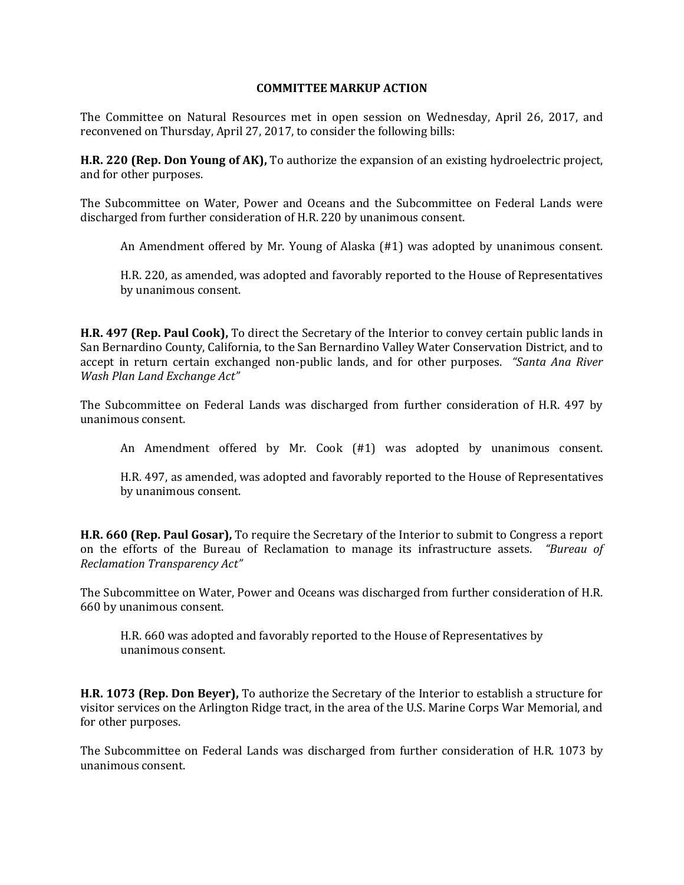# COMMITTEE MARKUP ACTION

The Committee on Natural Resources met in open session on Wednesday, April 26, 2017, and reconvened on Thursday, April 27, 2017, to consider the following bills:

**H.R. 220 (Rep. Don Young of AK),** To authorize the expansion of an existing hydroelectric project, and for other purposes.

The Subcommittee on Water, Power and Oceans and the Subcommittee on Federal Lands were discharged from further consideration of H.R. 220 by unanimous consent.

> An Amendment offered by Mr. Young of Alaska (#1) was adopted by unanimous consent.
>
> H.R. 220, as amended, was adopted and favorably reported to the House of Representatives by unanimous consent.

**H.R. 497 (Rep. Paul Cook),** To direct the Secretary of the Interior to convey certain public lands in San Bernardino County, California, to the San Bernardino Valley Water Conservation District, and to accept in return certain exchanged non-public lands, and for other purposes. *"Santa Ana River Wash Plan Land Exchange Act"*

The Subcommittee on Federal Lands was discharged from further consideration of H.R. 497 by unanimous consent.

> An Amendment offered by Mr. Cook (#1) was adopted by unanimous consent.
>
> H.R. 497, as amended, was adopted and favorably reported to the House of Representatives by unanimous consent.

**H.R. 660 (Rep. Paul Gosar),** To require the Secretary of the Interior to submit to Congress a report on the efforts of the Bureau of Reclamation to manage its infrastructure assets. *"Bureau of Reclamation Transparency Act"*

The Subcommittee on Water, Power and Oceans was discharged from further consideration of H.R. 660 by unanimous consent.

> H.R. 660 was adopted and favorably reported to the House of Representatives by unanimous consent.

**H.R. 1073 (Rep. Don Beyer),** To authorize the Secretary of the Interior to establish a structure for visitor services on the Arlington Ridge tract, in the area of the U.S. Marine Corps War Memorial, and for other purposes.

The Subcommittee on Federal Lands was discharged from further consideration of H.R. 1073 by unanimous consent.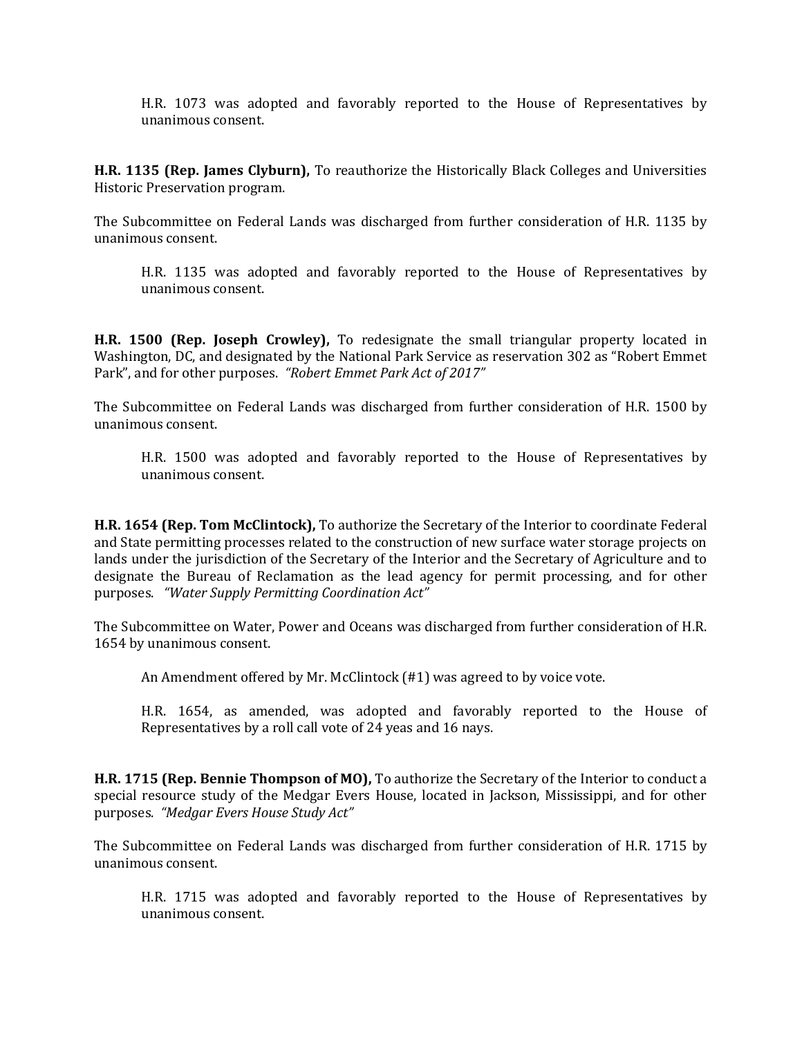H.R. 1073 was adopted and favorably reported to the House of Representatives by unanimous consent.

**H.R. 1135 (Rep. James Clyburn),** To reauthorize the Historically Black Colleges and Universities Historic Preservation program.

The Subcommittee on Federal Lands was discharged from further consideration of H.R. 1135 by unanimous consent.

H.R. 1135 was adopted and favorably reported to the House of Representatives by unanimous consent.

**H.R. 1500 (Rep. Joseph Crowley),** To redesignate the small triangular property located in Washington, DC, and designated by the National Park Service as reservation 302 as "Robert Emmet Park", and for other purposes. *"Robert Emmet Park Act of 2017"*

The Subcommittee on Federal Lands was discharged from further consideration of H.R. 1500 by unanimous consent.

H.R. 1500 was adopted and favorably reported to the House of Representatives by unanimous consent.

**H.R. 1654 (Rep. Tom McClintock),** To authorize the Secretary of the Interior to coordinate Federal and State permitting processes related to the construction of new surface water storage projects on lands under the jurisdiction of the Secretary of the Interior and the Secretary of Agriculture and to designate the Bureau of Reclamation as the lead agency for permit processing, and for other purposes. *"Water Supply Permitting Coordination Act"*

The Subcommittee on Water, Power and Oceans was discharged from further consideration of H.R. 1654 by unanimous consent.

An Amendment offered by Mr. McClintock (#1) was agreed to by voice vote.

H.R. 1654, as amended, was adopted and favorably reported to the House of Representatives by a roll call vote of 24 yeas and 16 nays.

**H.R. 1715 (Rep. Bennie Thompson of MO),** To authorize the Secretary of the Interior to conduct a special resource study of the Medgar Evers House, located in Jackson, Mississippi, and for other purposes. *"Medgar Evers House Study Act"*

The Subcommittee on Federal Lands was discharged from further consideration of H.R. 1715 by unanimous consent.

H.R. 1715 was adopted and favorably reported to the House of Representatives by unanimous consent.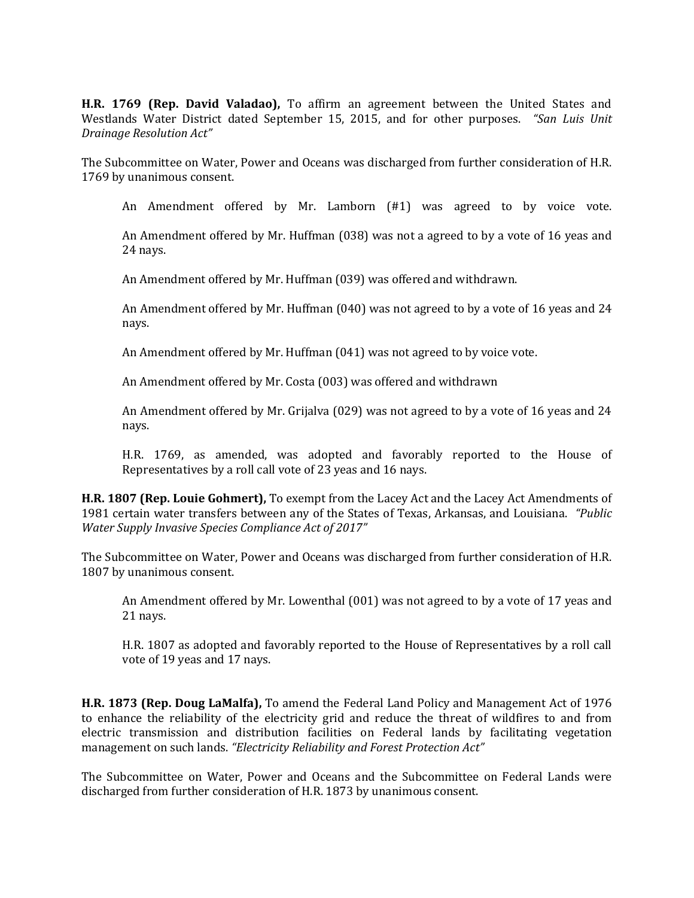**H.R. 1769 (Rep. David Valadao),** To affirm an agreement between the United States and Westlands Water District dated September 15, 2015, and for other purposes. *"San Luis Unit Drainage Resolution Act"*

The Subcommittee on Water, Power and Oceans was discharged from further consideration of H.R. 1769 by unanimous consent.

> An Amendment offered by Mr. Lamborn (#1) was agreed to by voice vote.
>
> An Amendment offered by Mr. Huffman (038) was not a agreed to by a vote of 16 yeas and 24 nays.
>
> An Amendment offered by Mr. Huffman (039) was offered and withdrawn.
>
> An Amendment offered by Mr. Huffman (040) was not agreed to by a vote of 16 yeas and 24 nays.
>
> An Amendment offered by Mr. Huffman (041) was not agreed to by voice vote.
>
> An Amendment offered by Mr. Costa (003) was offered and withdrawn
>
> An Amendment offered by Mr. Grijalva (029) was not agreed to by a vote of 16 yeas and 24 nays.
>
> H.R. 1769, as amended, was adopted and favorably reported to the House of Representatives by a roll call vote of 23 yeas and 16 nays.

**H.R. 1807 (Rep. Louie Gohmert),** To exempt from the Lacey Act and the Lacey Act Amendments of 1981 certain water transfers between any of the States of Texas, Arkansas, and Louisiana. *"Public Water Supply Invasive Species Compliance Act of 2017"*

The Subcommittee on Water, Power and Oceans was discharged from further consideration of H.R. 1807 by unanimous consent.

> An Amendment offered by Mr. Lowenthal (001) was not agreed to by a vote of 17 yeas and 21 nays.
>
> H.R. 1807 as adopted and favorably reported to the House of Representatives by a roll call vote of 19 yeas and 17 nays.

**H.R. 1873 (Rep. Doug LaMalfa),** To amend the Federal Land Policy and Management Act of 1976 to enhance the reliability of the electricity grid and reduce the threat of wildfires to and from electric transmission and distribution facilities on Federal lands by facilitating vegetation management on such lands. *"Electricity Reliability and Forest Protection Act"*

The Subcommittee on Water, Power and Oceans and the Subcommittee on Federal Lands were discharged from further consideration of H.R. 1873 by unanimous consent.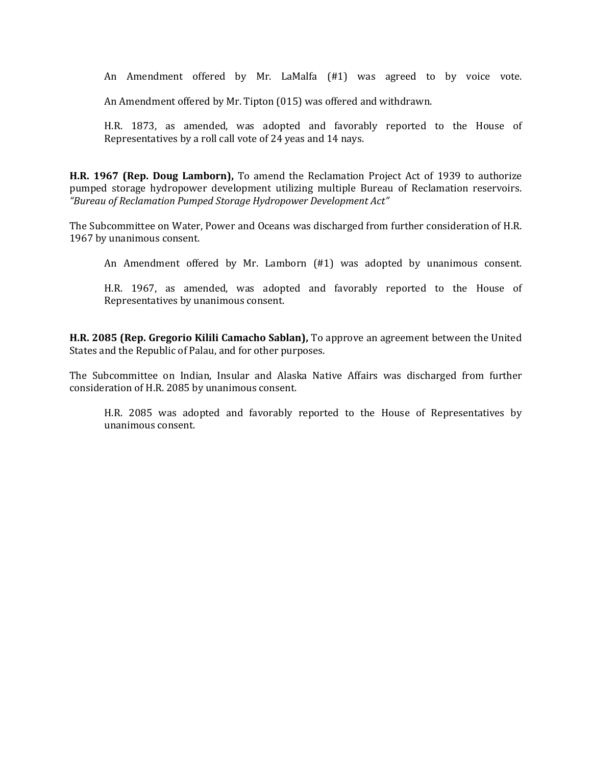An Amendment offered by Mr. LaMalfa (#1) was agreed to by voice vote.

An Amendment offered by Mr. Tipton (015) was offered and withdrawn.

H.R. 1873, as amended, was adopted and favorably reported to the House of Representatives by a roll call vote of 24 yeas and 14 nays.

**H.R. 1967 (Rep. Doug Lamborn),** To amend the Reclamation Project Act of 1939 to authorize pumped storage hydropower development utilizing multiple Bureau of Reclamation reservoirs. *"Bureau of Reclamation Pumped Storage Hydropower Development Act"*

The Subcommittee on Water, Power and Oceans was discharged from further consideration of H.R. 1967 by unanimous consent.

An Amendment offered by Mr. Lamborn (#1) was adopted by unanimous consent.

H.R. 1967, as amended, was adopted and favorably reported to the House of Representatives by unanimous consent.

**H.R. 2085 (Rep. Gregorio Kilili Camacho Sablan),** To approve an agreement between the United States and the Republic of Palau, and for other purposes.

The Subcommittee on Indian, Insular and Alaska Native Affairs was discharged from further consideration of H.R. 2085 by unanimous consent.

H.R. 2085 was adopted and favorably reported to the House of Representatives by unanimous consent.